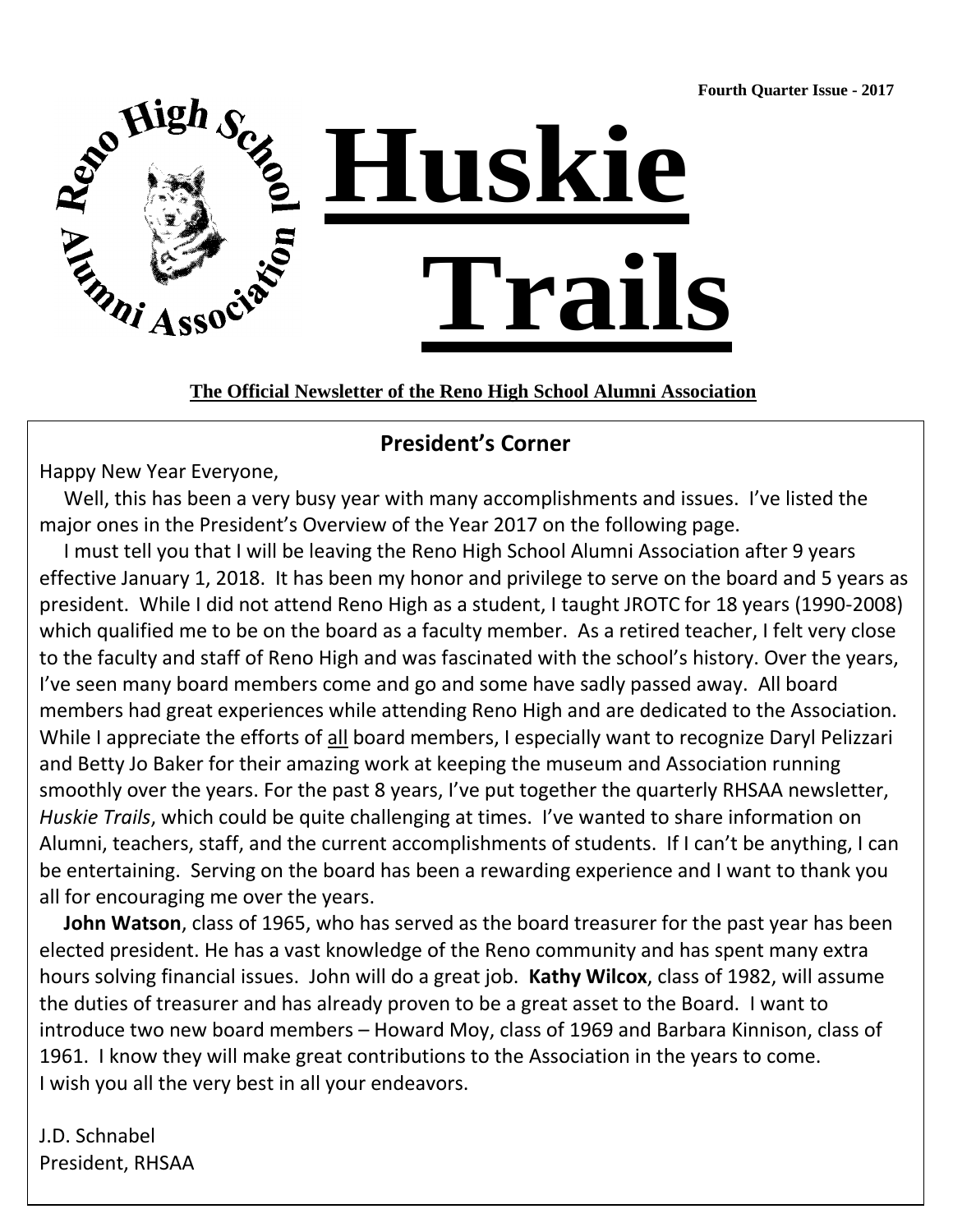Fourth Quarter Issue - 2017

Reno High School Alumni Association

# Huskie Trails

**The Official Newsletter of the Reno High School Alumni Association**

## President's Corner

Happy New Year Everyone,

Well, this has been a very busy year with many accomplishments and issues. I've listed the major ones in the President's Overview of the Year 2017 on the following page.

I must tell you that I will be leaving the Reno High School Alumni Association after 9 years effective January 1, 2018. It has been my honor and privilege to serve on the board and 5 years as president. While I did not attend Reno High as a student, I taught JROTC for 18 years (1990-2008) which qualified me to be on the board as a faculty member. As a retired teacher, I felt very close to the faculty and staff of Reno High and was fascinated with the school's history. Over the years, I've seen many board members come and go and some have sadly passed away. All board members had great experiences while attending Reno High and are dedicated to the Association. While I appreciate the efforts of all board members, I especially want to recognize Daryl Pelizzari and Betty Jo Baker for their amazing work at keeping the museum and Association running smoothly over the years. For the past 8 years, I've put together the quarterly RHSAA newsletter, *Huskie Trails*, which could be quite challenging at times. I've wanted to share information on Alumni, teachers, staff, and the current accomplishments of students. If I can't be anything, I can be entertaining. Serving on the board has been a rewarding experience and I want to thank you all for encouraging me over the years.

**John Watson**, class of 1965, who has served as the board treasurer for the past year has been elected president. He has a vast knowledge of the Reno community and has spent many extra hours solving financial issues. John will do a great job. **Kathy Wilcox**, class of 1982, will assume the duties of treasurer and has already proven to be a great asset to the Board. I want to introduce two new board members – Howard Moy, class of 1969 and Barbara Kinnison, class of 1961. I know they will make great contributions to the Association in the years to come.
I wish you all the very best in all your endeavors.

J.D. Schnabel
President, RHSAA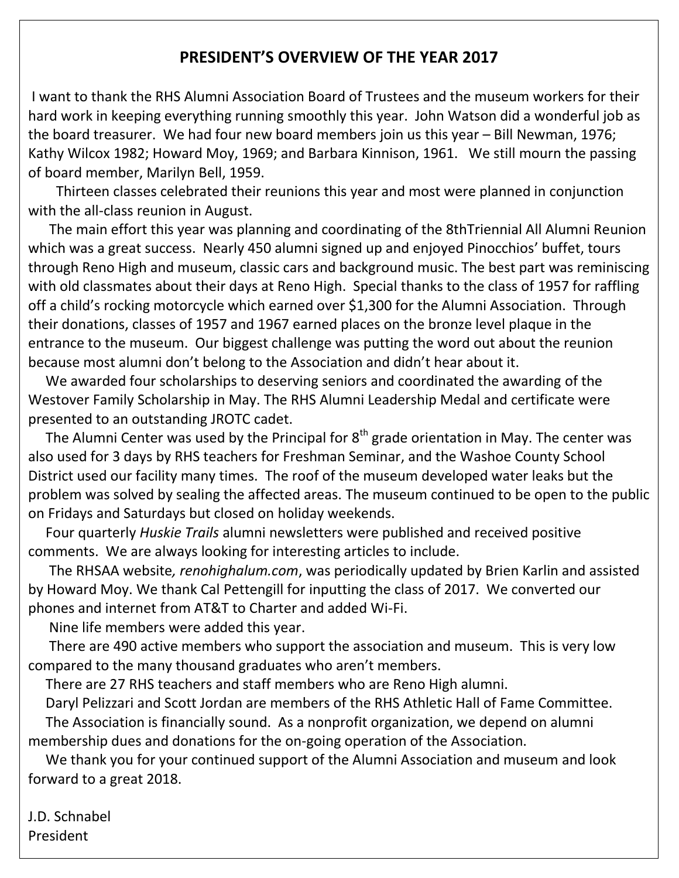## PRESIDENT'S OVERVIEW OF THE YEAR 2017

I want to thank the RHS Alumni Association Board of Trustees and the museum workers for their hard work in keeping everything running smoothly this year. John Watson did a wonderful job as the board treasurer. We had four new board members join us this year – Bill Newman, 1976; Kathy Wilcox 1982; Howard Moy, 1969; and Barbara Kinnison, 1961. We still mourn the passing of board member, Marilyn Bell, 1959.

Thirteen classes celebrated their reunions this year and most were planned in conjunction with the all-class reunion in August.

The main effort this year was planning and coordinating of the 8thTriennial All Alumni Reunion which was a great success. Nearly 450 alumni signed up and enjoyed Pinocchios' buffet, tours through Reno High and museum, classic cars and background music. The best part was reminiscing with old classmates about their days at Reno High. Special thanks to the class of 1957 for raffling off a child's rocking motorcycle which earned over $1,300 for the Alumni Association. Through their donations, classes of 1957 and 1967 earned places on the bronze level plaque in the entrance to the museum. Our biggest challenge was putting the word out about the reunion because most alumni don't belong to the Association and didn't hear about it.

We awarded four scholarships to deserving seniors and coordinated the awarding of the Westover Family Scholarship in May. The RHS Alumni Leadership Medal and certificate were presented to an outstanding JROTC cadet.

The Alumni Center was used by the Principal for 8th grade orientation in May. The center was also used for 3 days by RHS teachers for Freshman Seminar, and the Washoe County School District used our facility many times. The roof of the museum developed water leaks but the problem was solved by sealing the affected areas. The museum continued to be open to the public on Fridays and Saturdays but closed on holiday weekends.

Four quarterly *Huskie Trails* alumni newsletters were published and received positive comments. We are always looking for interesting articles to include.

The RHSAA website*, renohighalum.com*, was periodically updated by Brien Karlin and assisted by Howard Moy. We thank Cal Pettengill for inputting the class of 2017. We converted our phones and internet from AT&T to Charter and added Wi-Fi.

Nine life members were added this year.

There are 490 active members who support the association and museum. This is very low compared to the many thousand graduates who aren't members.

There are 27 RHS teachers and staff members who are Reno High alumni.

Daryl Pelizzari and Scott Jordan are members of the RHS Athletic Hall of Fame Committee.

The Association is financially sound. As a nonprofit organization, we depend on alumni membership dues and donations for the on-going operation of the Association.

We thank you for your continued support of the Alumni Association and museum and look forward to a great 2018.

J.D. Schnabel
President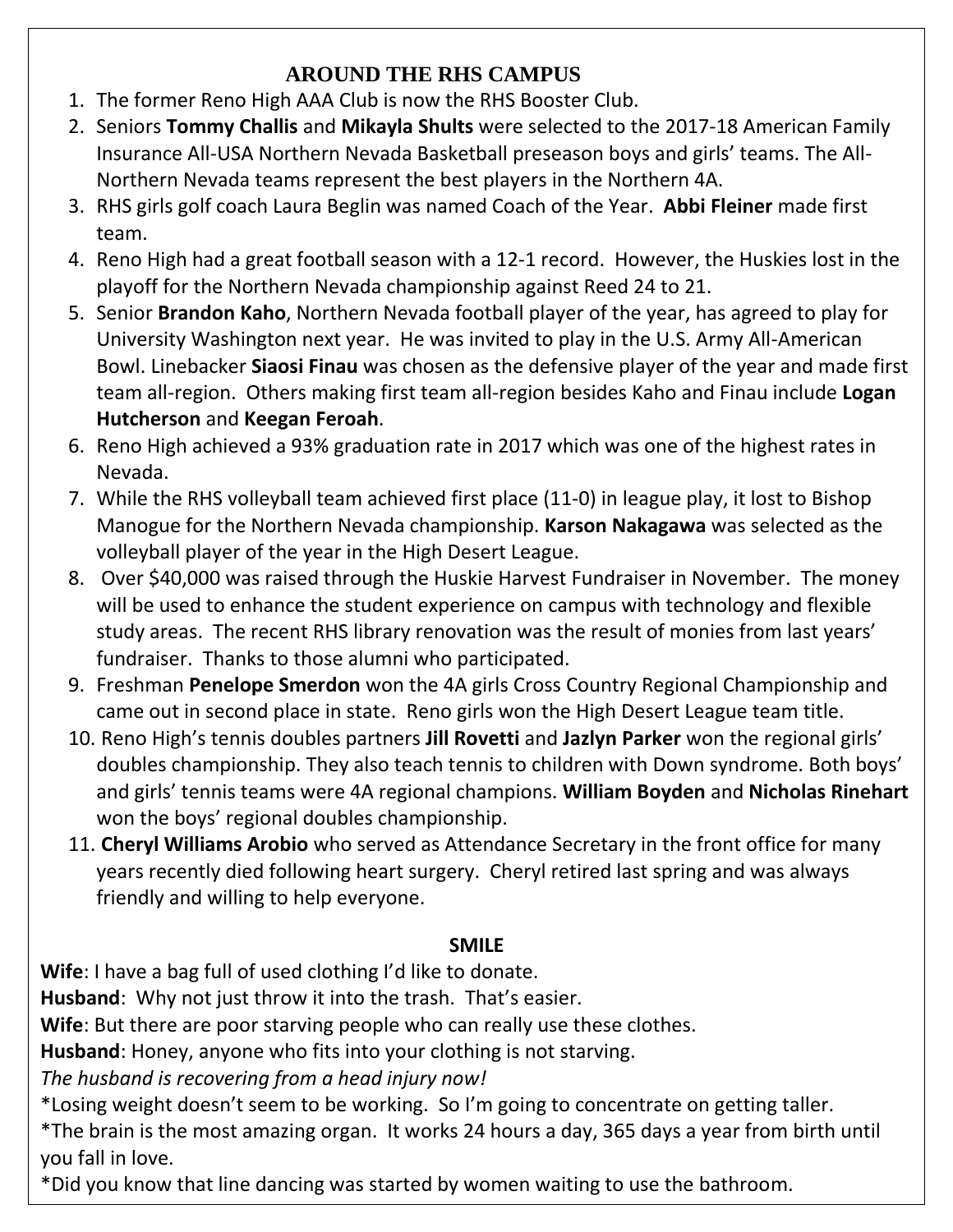## AROUND THE RHS CAMPUS

1. The former Reno High AAA Club is now the RHS Booster Club.
2. Seniors **Tommy Challis** and **Mikayla Shults** were selected to the 2017-18 American Family Insurance All-USA Northern Nevada Basketball preseason boys and girls' teams. The All-Northern Nevada teams represent the best players in the Northern 4A.
3. RHS girls golf coach Laura Beglin was named Coach of the Year. **Abbi Fleiner** made first team.
4. Reno High had a great football season with a 12-1 record. However, the Huskies lost in the playoff for the Northern Nevada championship against Reed 24 to 21.
5. Senior **Brandon Kaho**, Northern Nevada football player of the year, has agreed to play for University Washington next year. He was invited to play in the U.S. Army All-American Bowl. Linebacker **Siaosi Finau** was chosen as the defensive player of the year and made first team all-region. Others making first team all-region besides Kaho and Finau include **Logan Hutcherson** and **Keegan Feroah**.
6. Reno High achieved a 93% graduation rate in 2017 which was one of the highest rates in Nevada.
7. While the RHS volleyball team achieved first place (11-0) in league play, it lost to Bishop Manogue for the Northern Nevada championship. **Karson Nakagawa** was selected as the volleyball player of the year in the High Desert League.
8. Over $40,000 was raised through the Huskie Harvest Fundraiser in November. The money will be used to enhance the student experience on campus with technology and flexible study areas. The recent RHS library renovation was the result of monies from last years' fundraiser. Thanks to those alumni who participated.
9. Freshman **Penelope Smerdon** won the 4A girls Cross Country Regional Championship and came out in second place in state. Reno girls won the High Desert League team title.
10. Reno High's tennis doubles partners **Jill Rovetti** and **Jazlyn Parker** won the regional girls' doubles championship. They also teach tennis to children with Down syndrome. Both boys' and girls' tennis teams were 4A regional champions. **William Boyden** and **Nicholas Rinehart** won the boys' regional doubles championship.
11. **Cheryl Williams Arobio** who served as Attendance Secretary in the front office for many years recently died following heart surgery. Cheryl retired last spring and was always friendly and willing to help everyone.

## SMILE

**Wife**: I have a bag full of used clothing I'd like to donate.
**Husband**: Why not just throw it into the trash. That's easier.
**Wife**: But there are poor starving people who can really use these clothes.
**Husband**: Honey, anyone who fits into your clothing is not starving.
*The husband is recovering from a head injury now!*

*Losing weight doesn't seem to be working. So I'm going to concentrate on getting taller.

*The brain is the most amazing organ. It works 24 hours a day, 365 days a year from birth until you fall in love.

*Did you know that line dancing was started by women waiting to use the bathroom.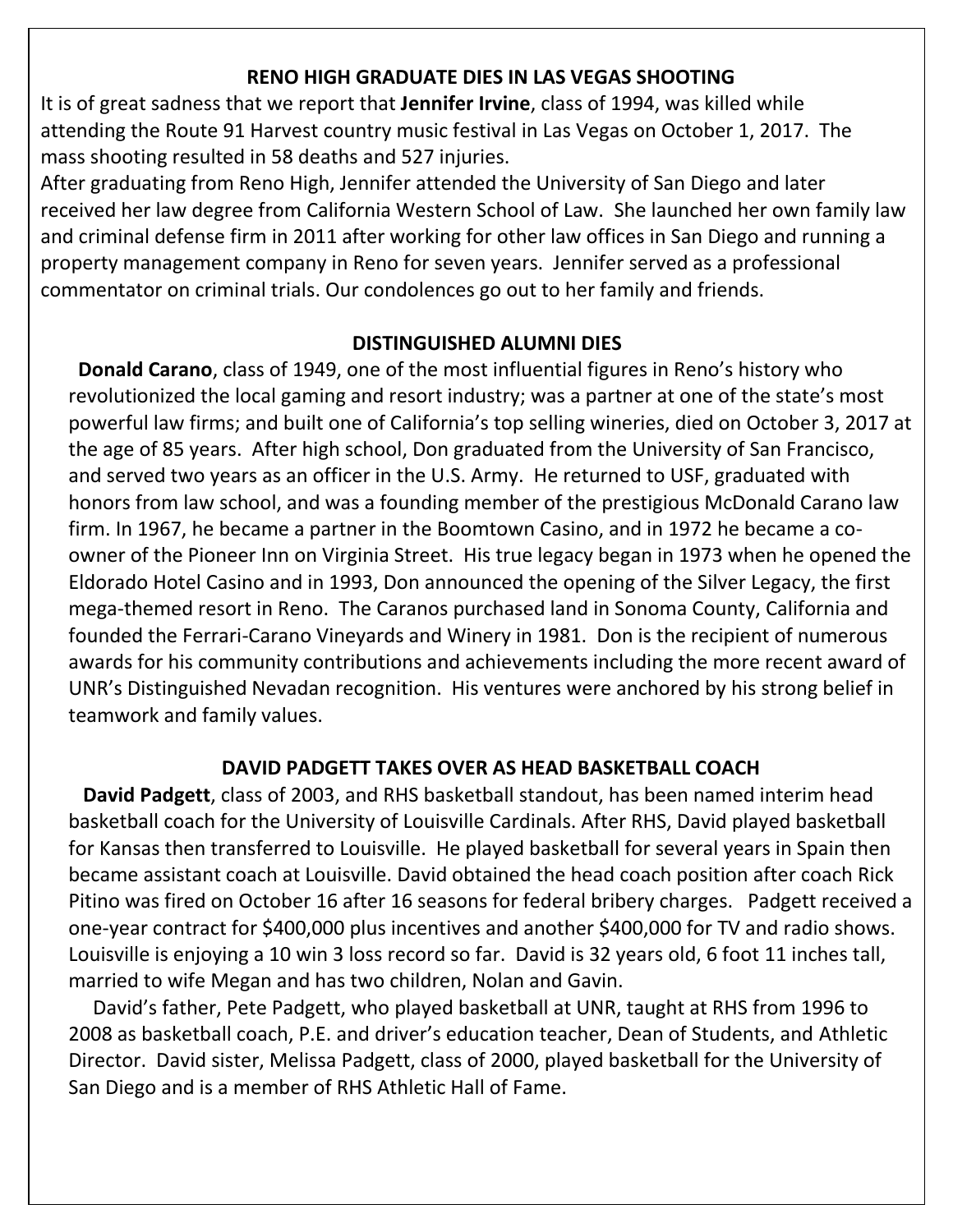## RENO HIGH GRADUATE DIES IN LAS VEGAS SHOOTING

It is of great sadness that we report that **Jennifer Irvine**, class of 1994, was killed while attending the Route 91 Harvest country music festival in Las Vegas on October 1, 2017. The mass shooting resulted in 58 deaths and 527 injuries.

After graduating from Reno High, Jennifer attended the University of San Diego and later received her law degree from California Western School of Law. She launched her own family law and criminal defense firm in 2011 after working for other law offices in San Diego and running a property management company in Reno for seven years. Jennifer served as a professional commentator on criminal trials. Our condolences go out to her family and friends.

## DISTINGUISHED ALUMNI DIES

**Donald Carano**, class of 1949, one of the most influential figures in Reno's history who revolutionized the local gaming and resort industry; was a partner at one of the state's most powerful law firms; and built one of California's top selling wineries, died on October 3, 2017 at the age of 85 years. After high school, Don graduated from the University of San Francisco, and served two years as an officer in the U.S. Army. He returned to USF, graduated with honors from law school, and was a founding member of the prestigious McDonald Carano law firm. In 1967, he became a partner in the Boomtown Casino, and in 1972 he became a co-owner of the Pioneer Inn on Virginia Street. His true legacy began in 1973 when he opened the Eldorado Hotel Casino and in 1993, Don announced the opening of the Silver Legacy, the first mega-themed resort in Reno. The Caranos purchased land in Sonoma County, California and founded the Ferrari-Carano Vineyards and Winery in 1981. Don is the recipient of numerous awards for his community contributions and achievements including the more recent award of UNR's Distinguished Nevadan recognition. His ventures were anchored by his strong belief in teamwork and family values.

## DAVID PADGETT TAKES OVER AS HEAD BASKETBALL COACH

**David Padgett**, class of 2003, and RHS basketball standout, has been named interim head basketball coach for the University of Louisville Cardinals. After RHS, David played basketball for Kansas then transferred to Louisville. He played basketball for several years in Spain then became assistant coach at Louisville. David obtained the head coach position after coach Rick Pitino was fired on October 16 after 16 seasons for federal bribery charges. Padgett received a one-year contract for $400,000 plus incentives and another $400,000 for TV and radio shows. Louisville is enjoying a 10 win 3 loss record so far. David is 32 years old, 6 foot 11 inches tall, married to wife Megan and has two children, Nolan and Gavin.

David's father, Pete Padgett, who played basketball at UNR, taught at RHS from 1996 to 2008 as basketball coach, P.E. and driver's education teacher, Dean of Students, and Athletic Director. David sister, Melissa Padgett, class of 2000, played basketball for the University of San Diego and is a member of RHS Athletic Hall of Fame.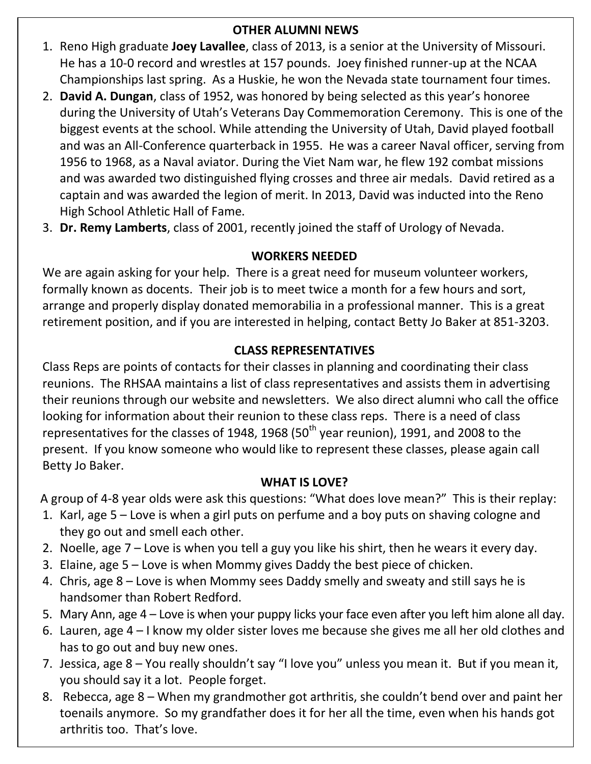## OTHER ALUMNI NEWS

1. Reno High graduate **Joey Lavallee**, class of 2013, is a senior at the University of Missouri. He has a 10-0 record and wrestles at 157 pounds. Joey finished runner-up at the NCAA Championships last spring. As a Huskie, he won the Nevada state tournament four times.
2. **David A. Dungan**, class of 1952, was honored by being selected as this year's honoree during the University of Utah's Veterans Day Commemoration Ceremony. This is one of the biggest events at the school. While attending the University of Utah, David played football and was an All-Conference quarterback in 1955. He was a career Naval officer, serving from 1956 to 1968, as a Naval aviator. During the Viet Nam war, he flew 192 combat missions and was awarded two distinguished flying crosses and three air medals. David retired as a captain and was awarded the legion of merit. In 2013, David was inducted into the Reno High School Athletic Hall of Fame.
3. **Dr. Remy Lamberts**, class of 2001, recently joined the staff of Urology of Nevada.

## WORKERS NEEDED

We are again asking for your help. There is a great need for museum volunteer workers, formally known as docents. Their job is to meet twice a month for a few hours and sort, arrange and properly display donated memorabilia in a professional manner. This is a great retirement position, and if you are interested in helping, contact Betty Jo Baker at 851-3203.

## CLASS REPRESENTATIVES

Class Reps are points of contacts for their classes in planning and coordinating their class reunions. The RHSAA maintains a list of class representatives and assists them in advertising their reunions through our website and newsletters. We also direct alumni who call the office looking for information about their reunion to these class reps. There is a need of class representatives for the classes of 1948, 1968 (50th year reunion), 1991, and 2008 to the present. If you know someone who would like to represent these classes, please again call Betty Jo Baker.

## WHAT IS LOVE?

A group of 4-8 year olds were ask this questions: "What does love mean?" This is their replay:

1. Karl, age 5 – Love is when a girl puts on perfume and a boy puts on shaving cologne and they go out and smell each other.
2. Noelle, age 7 – Love is when you tell a guy you like his shirt, then he wears it every day.
3. Elaine, age 5 – Love is when Mommy gives Daddy the best piece of chicken.
4. Chris, age 8 – Love is when Mommy sees Daddy smelly and sweaty and still says he is handsomer than Robert Redford.
5. Mary Ann, age 4 – Love is when your puppy licks your face even after you left him alone all day.
6. Lauren, age 4 – I know my older sister loves me because she gives me all her old clothes and has to go out and buy new ones.
7. Jessica, age 8 – You really shouldn't say "I love you" unless you mean it. But if you mean it, you should say it a lot. People forget.
8. Rebecca, age 8 – When my grandmother got arthritis, she couldn't bend over and paint her toenails anymore. So my grandfather does it for her all the time, even when his hands got arthritis too. That's love.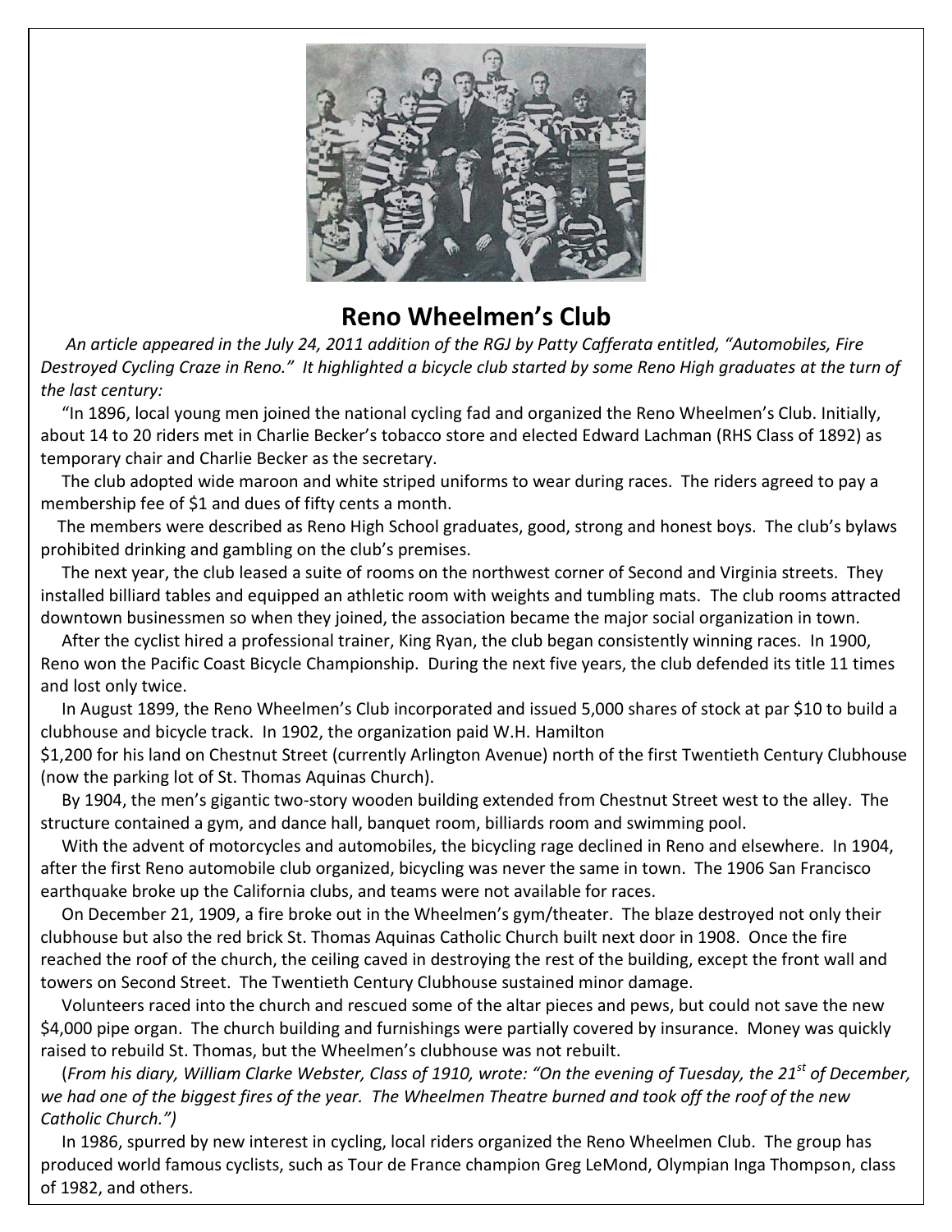# Reno Wheelmen's Club

*An article appeared in the July 24, 2011 addition of the RGJ by Patty Cafferata entitled, "Automobiles, Fire Destroyed Cycling Craze in Reno." It highlighted a bicycle club started by some Reno High graduates at the turn of the last century:*

"In 1896, local young men joined the national cycling fad and organized the Reno Wheelmen's Club. Initially, about 14 to 20 riders met in Charlie Becker's tobacco store and elected Edward Lachman (RHS Class of 1892) as temporary chair and Charlie Becker as the secretary.

The club adopted wide maroon and white striped uniforms to wear during races. The riders agreed to pay a membership fee of $1 and dues of fifty cents a month.

The members were described as Reno High School graduates, good, strong and honest boys. The club's bylaws prohibited drinking and gambling on the club's premises.

The next year, the club leased a suite of rooms on the northwest corner of Second and Virginia streets. They installed billiard tables and equipped an athletic room with weights and tumbling mats. The club rooms attracted downtown businessmen so when they joined, the association became the major social organization in town.

After the cyclist hired a professional trainer, King Ryan, the club began consistently winning races. In 1900, Reno won the Pacific Coast Bicycle Championship. During the next five years, the club defended its title 11 times and lost only twice.

In August 1899, the Reno Wheelmen's Club incorporated and issued 5,000 shares of stock at par $10 to build a clubhouse and bicycle track. In 1902, the organization paid W.H. Hamilton $1,200 for his land on Chestnut Street (currently Arlington Avenue) north of the first Twentieth Century Clubhouse (now the parking lot of St. Thomas Aquinas Church).

By 1904, the men's gigantic two-story wooden building extended from Chestnut Street west to the alley. The structure contained a gym, and dance hall, banquet room, billiards room and swimming pool.

With the advent of motorcycles and automobiles, the bicycling rage declined in Reno and elsewhere. In 1904, after the first Reno automobile club organized, bicycling was never the same in town. The 1906 San Francisco earthquake broke up the California clubs, and teams were not available for races.

On December 21, 1909, a fire broke out in the Wheelmen's gym/theater. The blaze destroyed not only their clubhouse but also the red brick St. Thomas Aquinas Catholic Church built next door in 1908. Once the fire reached the roof of the church, the ceiling caved in destroying the rest of the building, except the front wall and towers on Second Street. The Twentieth Century Clubhouse sustained minor damage.

Volunteers raced into the church and rescued some of the altar pieces and pews, but could not save the new $4,000 pipe organ. The church building and furnishings were partially covered by insurance. Money was quickly raised to rebuild St. Thomas, but the Wheelmen's clubhouse was not rebuilt.

(*From his diary, William Clarke Webster, Class of 1910, wrote: "On the evening of Tuesday, the 21st of December, we had one of the biggest fires of the year. The Wheelmen Theatre burned and took off the roof of the new Catholic Church."*)

In 1986, spurred by new interest in cycling, local riders organized the Reno Wheelmen Club. The group has produced world famous cyclists, such as Tour de France champion Greg LeMond, Olympian Inga Thompson, class of 1982, and others.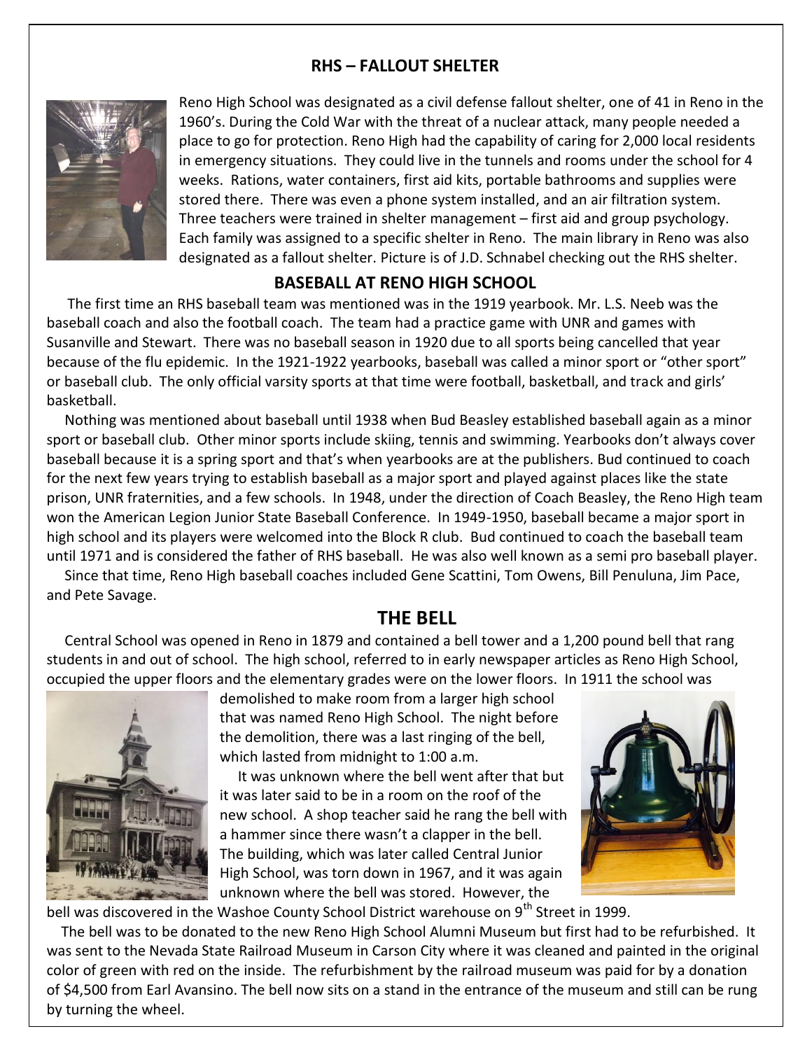## RHS – FALLOUT SHELTER

Reno High School was designated as a civil defense fallout shelter, one of 41 in Reno in the 1960's. During the Cold War with the threat of a nuclear attack, many people needed a place to go for protection. Reno High had the capability of caring for 2,000 local residents in emergency situations. They could live in the tunnels and rooms under the school for 4 weeks. Rations, water containers, first aid kits, portable bathrooms and supplies were stored there. There was even a phone system installed, and an air filtration system. Three teachers were trained in shelter management – first aid and group psychology. Each family was assigned to a specific shelter in Reno. The main library in Reno was also designated as a fallout shelter. Picture is of J.D. Schnabel checking out the RHS shelter.

## BASEBALL AT RENO HIGH SCHOOL

The first time an RHS baseball team was mentioned was in the 1919 yearbook. Mr. L.S. Neeb was the baseball coach and also the football coach. The team had a practice game with UNR and games with Susanville and Stewart. There was no baseball season in 1920 due to all sports being cancelled that year because of the flu epidemic. In the 1921-1922 yearbooks, baseball was called a minor sport or "other sport" or baseball club. The only official varsity sports at that time were football, basketball, and track and girls' basketball.

Nothing was mentioned about baseball until 1938 when Bud Beasley established baseball again as a minor sport or baseball club. Other minor sports include skiing, tennis and swimming. Yearbooks don't always cover baseball because it is a spring sport and that's when yearbooks are at the publishers. Bud continued to coach for the next few years trying to establish baseball as a major sport and played against places like the state prison, UNR fraternities, and a few schools. In 1948, under the direction of Coach Beasley, the Reno High team won the American Legion Junior State Baseball Conference. In 1949-1950, baseball became a major sport in high school and its players were welcomed into the Block R club. Bud continued to coach the baseball team until 1971 and is considered the father of RHS baseball. He was also well known as a semi pro baseball player.

Since that time, Reno High baseball coaches included Gene Scattini, Tom Owens, Bill Penuluna, Jim Pace, and Pete Savage.

## THE BELL

Central School was opened in Reno in 1879 and contained a bell tower and a 1,200 pound bell that rang students in and out of school. The high school, referred to in early newspaper articles as Reno High School, occupied the upper floors and the elementary grades were on the lower floors. In 1911 the school was demolished to make room from a larger high school that was named Reno High School. The night before the demolition, there was a last ringing of the bell, which lasted from midnight to 1:00 a.m.

It was unknown where the bell went after that but it was later said to be in a room on the roof of the new school. A shop teacher said he rang the bell with a hammer since there wasn't a clapper in the bell. The building, which was later called Central Junior High School, was torn down in 1967, and it was again unknown where the bell was stored. However, the bell was discovered in the Washoe County School District warehouse on 9th Street in 1999.

The bell was to be donated to the new Reno High School Alumni Museum but first had to be refurbished. It was sent to the Nevada State Railroad Museum in Carson City where it was cleaned and painted in the original color of green with red on the inside. The refurbishment by the railroad museum was paid for by a donation of $4,500 from Earl Avansino. The bell now sits on a stand in the entrance of the museum and still can be rung by turning the wheel.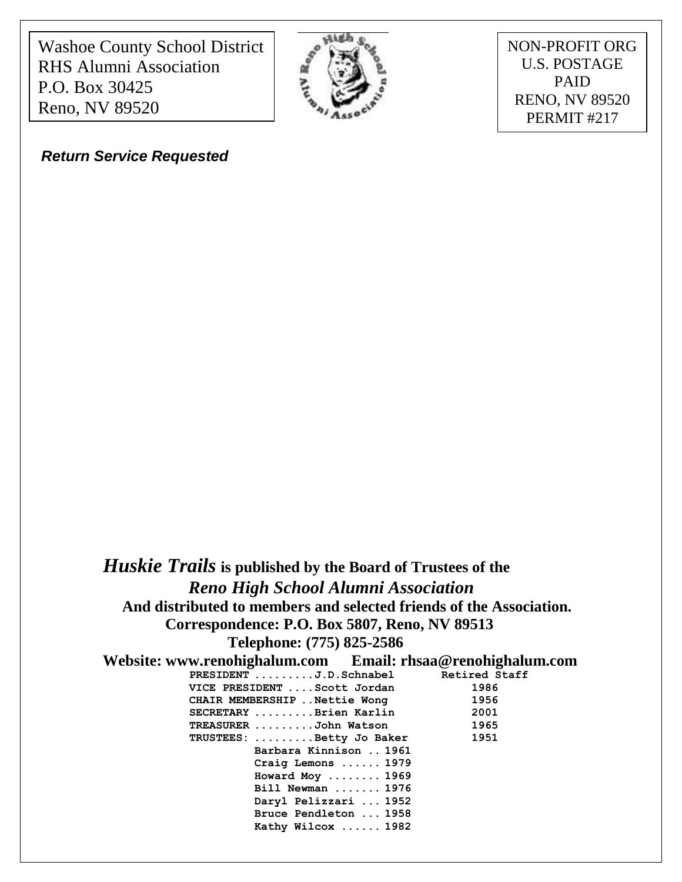Washoe County School District
RHS Alumni Association
P.O. Box 30425
Reno, NV 89520

NON-PROFIT ORG
U.S. POSTAGE
PAID
RENO, NV 89520
PERMIT #217

***Return Service Requested***

***Huskie Trails*** **is published by the Board of Trustees of the**

***Reno High School Alumni Association***

**And distributed to members and selected friends of the Association.**

**Correspondence: P.O. Box 5807, Reno, NV 89513**

**Telephone: (775) 825-2586**

**Website: www.renohighalum.com Email: rhsaa@renohighalum.com**

| | | |
|---|---|---|
| PRESIDENT | J.D.Schnabel | Retired Staff |
| VICE PRESIDENT | Scott Jordan | 1986 |
| CHAIR MEMBERSHIP | Nettie Wong | 1956 |
| SECRETARY | Brien Karlin | 2001 |
| TREASURER | John Watson | 1965 |
| TRUSTEES: | Betty Jo Baker | 1951 |
| | Barbara Kinnison | 1961 |
| | Craig Lemons | 1979 |
| | Howard Moy | 1969 |
| | Bill Newman | 1976 |
| | Daryl Pelizzari | 1952 |
| | Bruce Pendleton | 1958 |
| | Kathy Wilcox | 1982 |